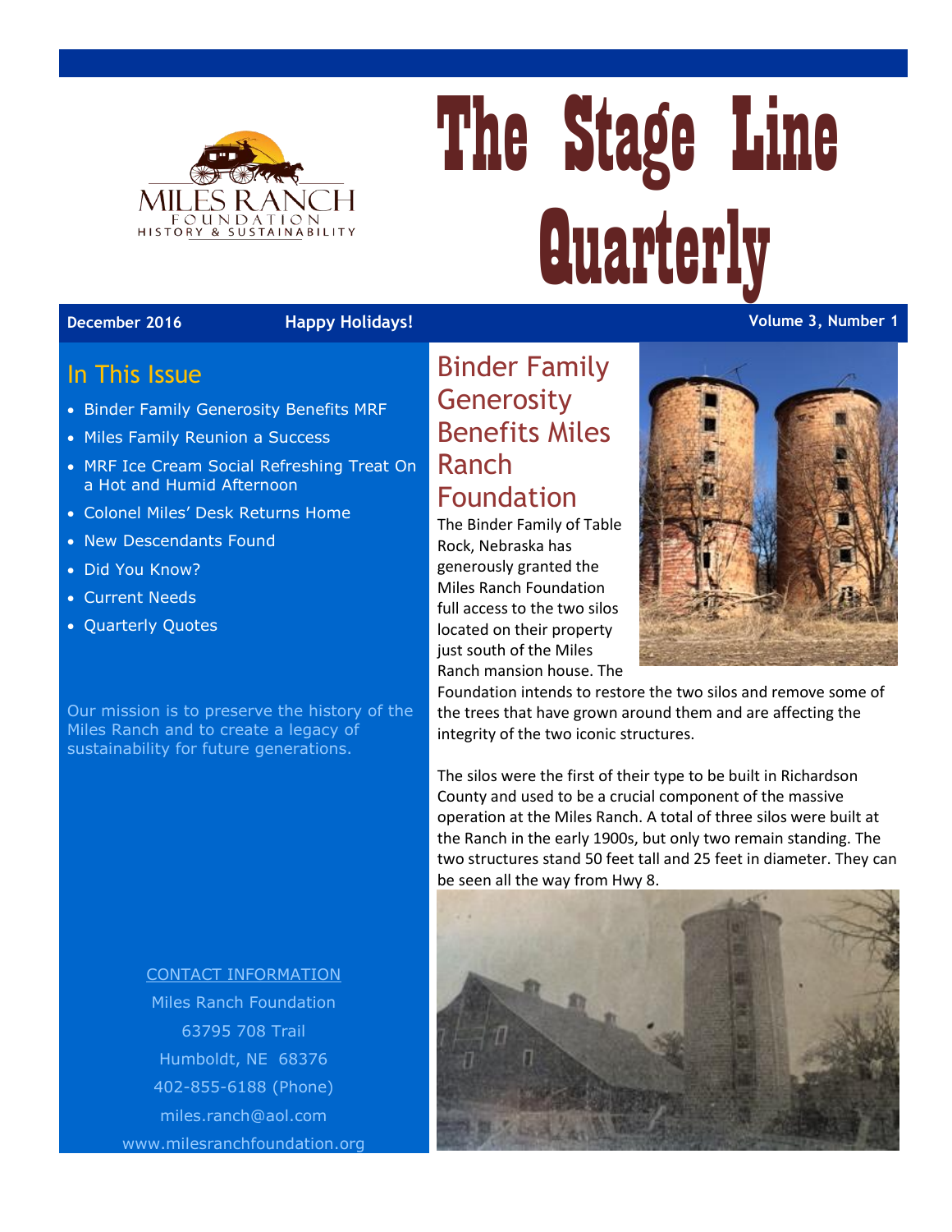# The Stage Line Quarterly

MILES RANCH FOUNDATION
HISTORY & SUSTAINABILITY

**December 2016** **Happy Holidays!** **Volume 3, Number 1**

## In This Issue

- Binder Family Generosity Benefits MRF
- Miles Family Reunion a Success
- MRF Ice Cream Social Refreshing Treat On a Hot and Humid Afternoon
- Colonel Miles' Desk Returns Home
- New Descendants Found
- Did You Know?
- Current Needs
- Quarterly Quotes

Our mission is to preserve the history of the Miles Ranch and to create a legacy of sustainability for future generations.

CONTACT INFORMATION
Miles Ranch Foundation
63795 708 Trail
Humboldt, NE 68376
402-855-6188 (Phone)
miles.ranch@aol.com
www.milesranchfoundation.org

## Binder Family Generosity Benefits Miles Ranch Foundation

The Binder Family of Table Rock, Nebraska has generously granted the Miles Ranch Foundation full access to the two silos located on their property just south of the Miles Ranch mansion house. The Foundation intends to restore the two silos and remove some of the trees that have grown around them and are affecting the integrity of the two iconic structures.

The silos were the first of their type to be built in Richardson County and used to be a crucial component of the massive operation at the Miles Ranch. A total of three silos were built at the Ranch in the early 1900s, but only two remain standing. The two structures stand 50 feet tall and 25 feet in diameter. They can be seen all the way from Hwy 8.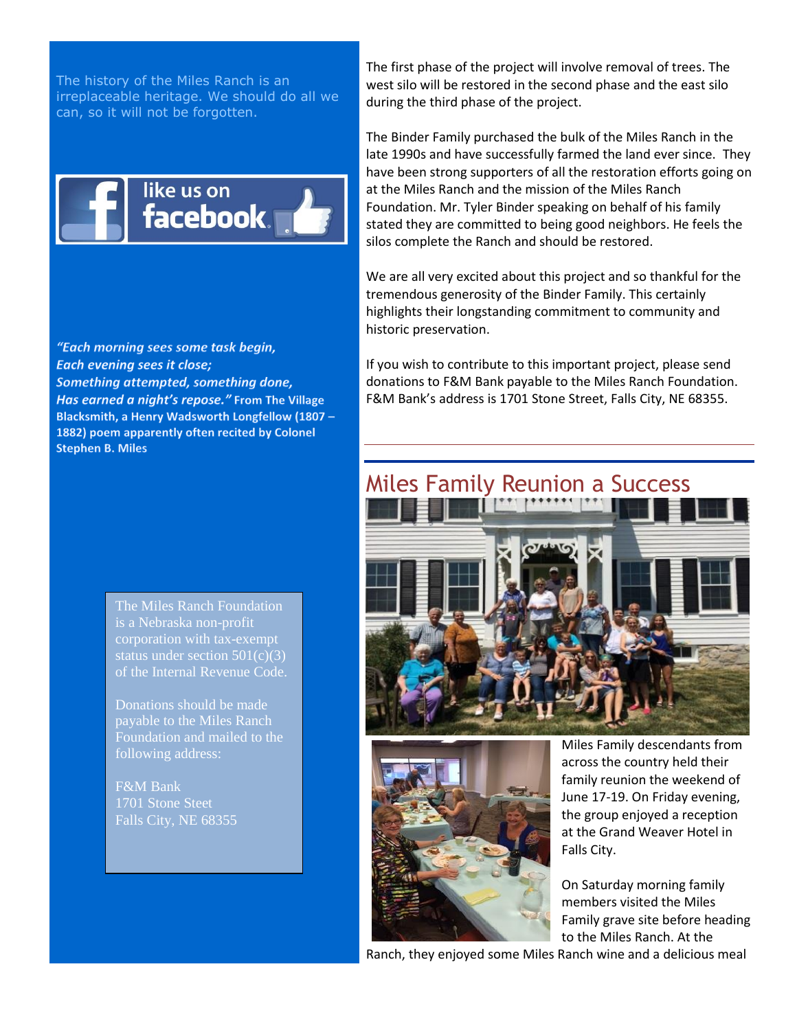The history of the Miles Ranch is an irreplaceable heritage. We should do all we can, so it will not be forgotten.

like us on facebook

*"Each morning sees some task begin,*
*Each evening sees it close;*
*Something attempted, something done,*
*Has earned a night's repose."* **From The Village Blacksmith, a Henry Wadsworth Longfellow (1807 – 1882) poem apparently often recited by Colonel Stephen B. Miles**

The Miles Ranch Foundation is a Nebraska non-profit corporation with tax-exempt status under section 501(c)(3) of the Internal Revenue Code.

Donations should be made payable to the Miles Ranch Foundation and mailed to the following address:

F&M Bank
1701 Stone Steet
Falls City, NE 68355

The first phase of the project will involve removal of trees. The west silo will be restored in the second phase and the east silo during the third phase of the project.

The Binder Family purchased the bulk of the Miles Ranch in the late 1990s and have successfully farmed the land ever since. They have been strong supporters of all the restoration efforts going on at the Miles Ranch and the mission of the Miles Ranch Foundation. Mr. Tyler Binder speaking on behalf of his family stated they are committed to being good neighbors. He feels the silos complete the Ranch and should be restored.

We are all very excited about this project and so thankful for the tremendous generosity of the Binder Family. This certainly highlights their longstanding commitment to community and historic preservation.

If you wish to contribute to this important project, please send donations to F&M Bank payable to the Miles Ranch Foundation. F&M Bank's address is 1701 Stone Street, Falls City, NE 68355.

## Miles Family Reunion a Success

Miles Family descendants from across the country held their family reunion the weekend of June 17-19. On Friday evening, the group enjoyed a reception at the Grand Weaver Hotel in Falls City.

On Saturday morning family members visited the Miles Family grave site before heading to the Miles Ranch. At the Ranch, they enjoyed some Miles Ranch wine and a delicious meal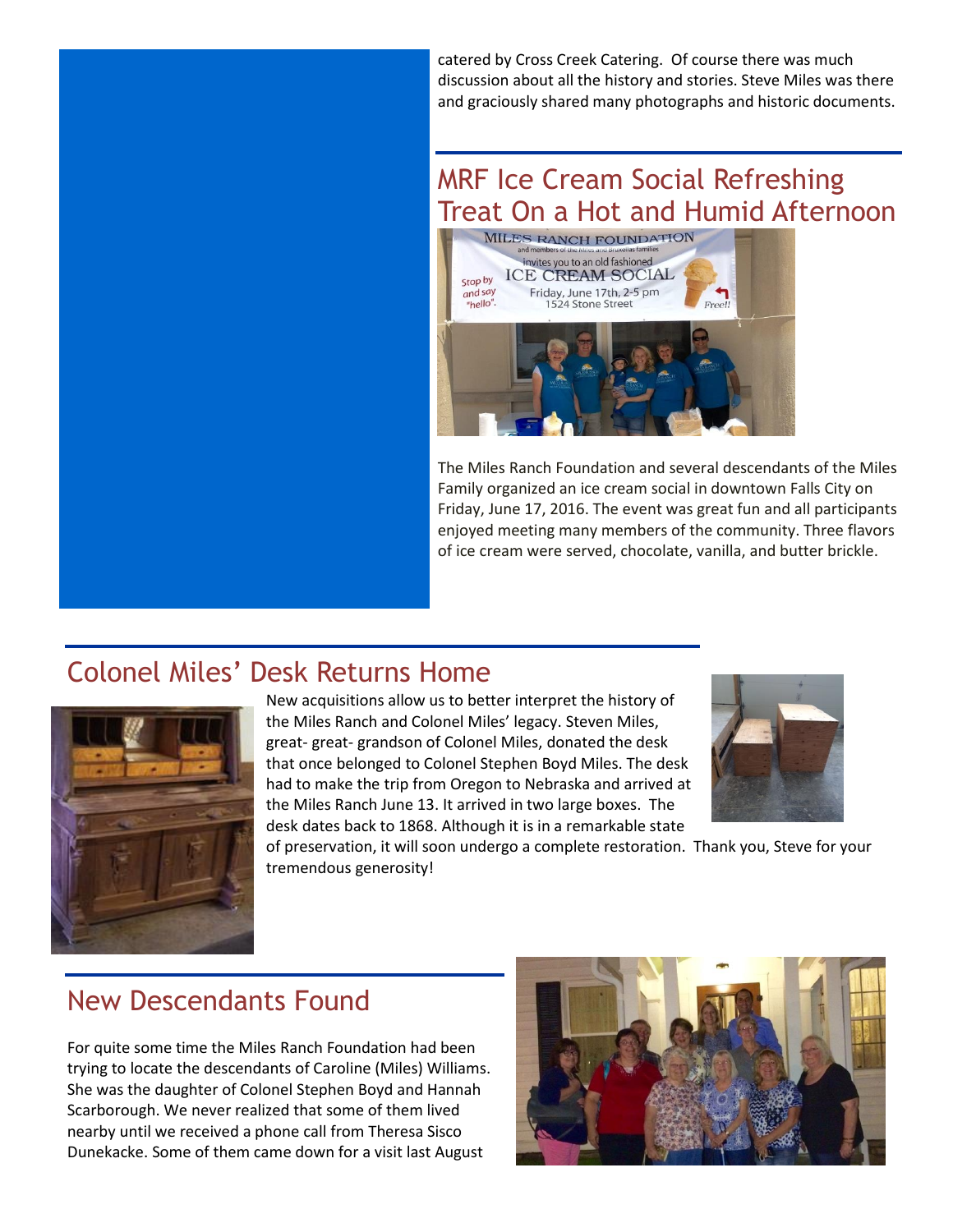catered by Cross Creek Catering. Of course there was much discussion about all the history and stories. Steve Miles was there and graciously shared many photographs and historic documents.

## MRF Ice Cream Social Refreshing Treat On a Hot and Humid Afternoon

The Miles Ranch Foundation and several descendants of the Miles Family organized an ice cream social in downtown Falls City on Friday, June 17, 2016. The event was great fun and all participants enjoyed meeting many members of the community. Three flavors of ice cream were served, chocolate, vanilla, and butter brickle.

## Colonel Miles' Desk Returns Home

New acquisitions allow us to better interpret the history of the Miles Ranch and Colonel Miles' legacy. Steven Miles, great- great- grandson of Colonel Miles, donated the desk that once belonged to Colonel Stephen Boyd Miles. The desk had to make the trip from Oregon to Nebraska and arrived at the Miles Ranch June 13. It arrived in two large boxes. The desk dates back to 1868. Although it is in a remarkable state of preservation, it will soon undergo a complete restoration. Thank you, Steve for your tremendous generosity!

## New Descendants Found

For quite some time the Miles Ranch Foundation had been trying to locate the descendants of Caroline (Miles) Williams. She was the daughter of Colonel Stephen Boyd and Hannah Scarborough. We never realized that some of them lived nearby until we received a phone call from Theresa Sisco Dunekacke. Some of them came down for a visit last August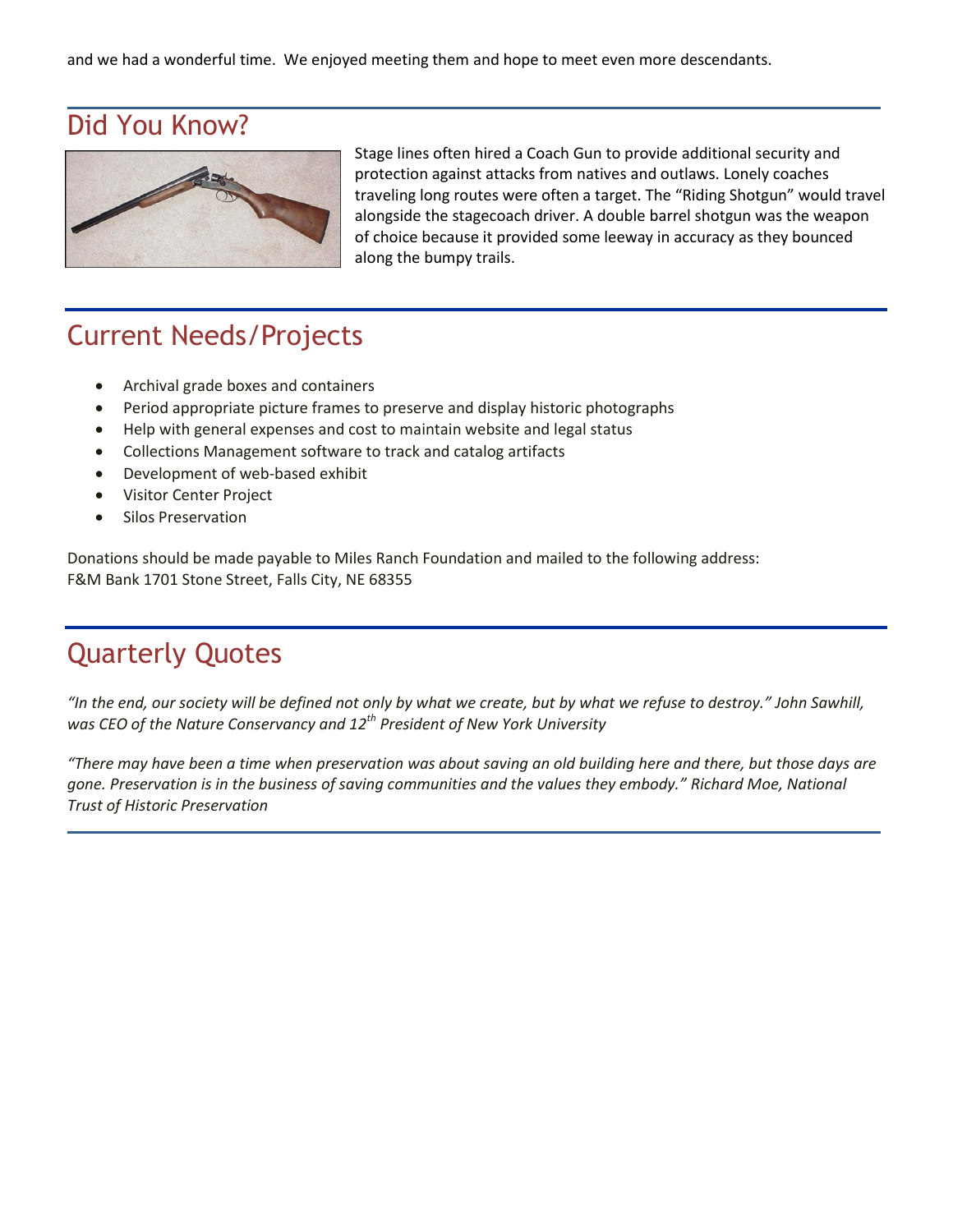and we had a wonderful time. We enjoyed meeting them and hope to meet even more descendants.

## Did You Know?

Stage lines often hired a Coach Gun to provide additional security and protection against attacks from natives and outlaws. Lonely coaches traveling long routes were often a target. The "Riding Shotgun" would travel alongside the stagecoach driver. A double barrel shotgun was the weapon of choice because it provided some leeway in accuracy as they bounced along the bumpy trails.

## Current Needs/Projects

- Archival grade boxes and containers
- Period appropriate picture frames to preserve and display historic photographs
- Help with general expenses and cost to maintain website and legal status
- Collections Management software to track and catalog artifacts
- Development of web-based exhibit
- Visitor Center Project
- Silos Preservation

Donations should be made payable to Miles Ranch Foundation and mailed to the following address:
F&M Bank 1701 Stone Street, Falls City, NE 68355

## Quarterly Quotes

*"In the end, our society will be defined not only by what we create, but by what we refuse to destroy." John Sawhill, was CEO of the Nature Conservancy and 12th President of New York University*

*"There may have been a time when preservation was about saving an old building here and there, but those days are gone. Preservation is in the business of saving communities and the values they embody." Richard Moe, National Trust of Historic Preservation*